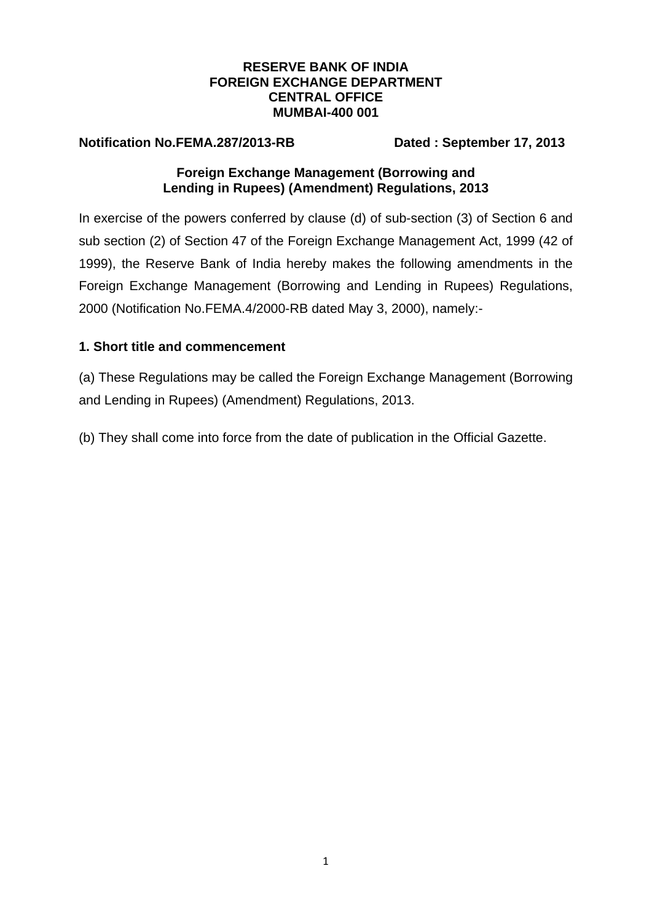**RESERVE BANK OF INDIA**
**FOREIGN EXCHANGE DEPARTMENT**
**CENTRAL OFFICE**
**MUMBAI-400 001**

**Notification No.FEMA.287/2013-RB** **Dated : September 17, 2013**

**Foreign Exchange Management (Borrowing and Lending in Rupees) (Amendment) Regulations, 2013**

In exercise of the powers conferred by clause (d) of sub-section (3) of Section 6 and sub section (2) of Section 47 of the Foreign Exchange Management Act, 1999 (42 of 1999), the Reserve Bank of India hereby makes the following amendments in the Foreign Exchange Management (Borrowing and Lending in Rupees) Regulations, 2000 (Notification No.FEMA.4/2000-RB dated May 3, 2000), namely:-

**1. Short title and commencement**

(a) These Regulations may be called the Foreign Exchange Management (Borrowing and Lending in Rupees) (Amendment) Regulations, 2013.

(b) They shall come into force from the date of publication in the Official Gazette.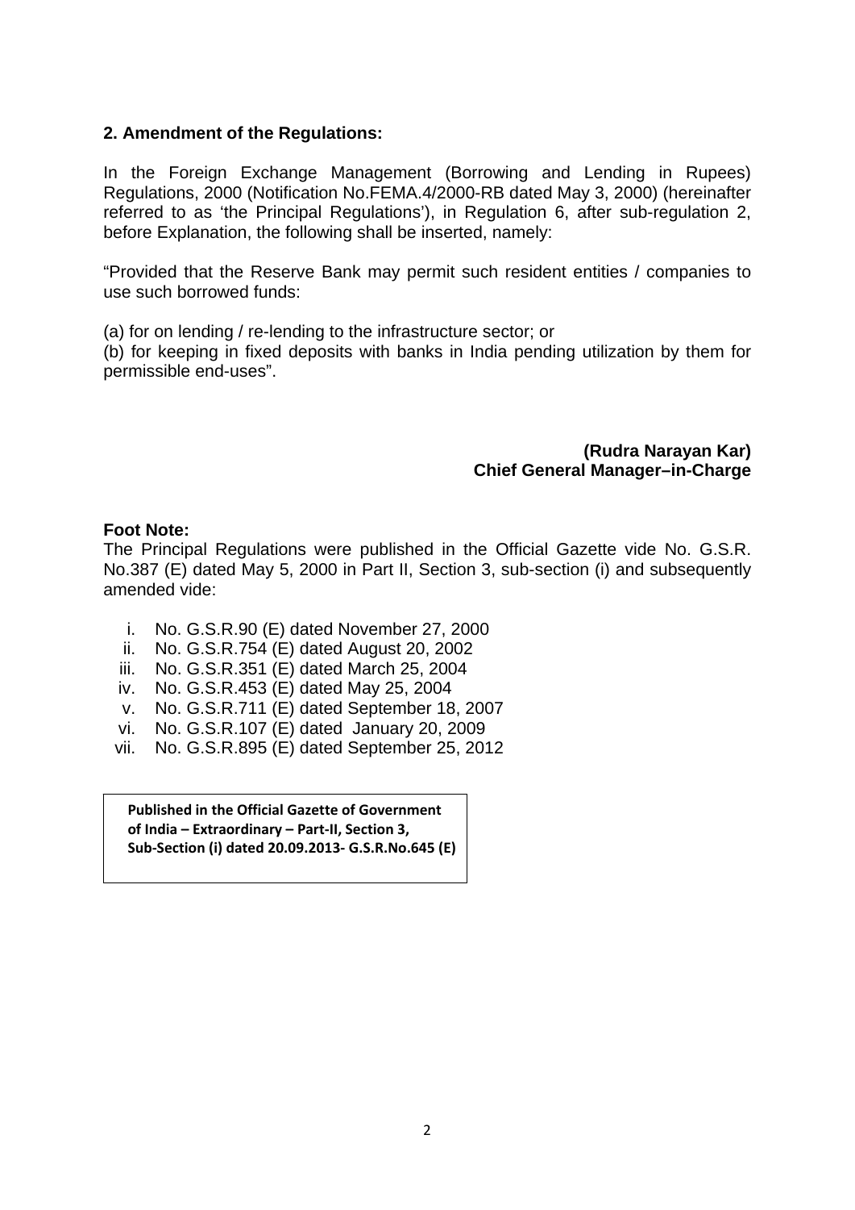## 2. Amendment of the Regulations:

In the Foreign Exchange Management (Borrowing and Lending in Rupees) Regulations, 2000 (Notification No.FEMA.4/2000-RB dated May 3, 2000) (hereinafter referred to as 'the Principal Regulations'), in Regulation 6, after sub-regulation 2, before Explanation, the following shall be inserted, namely:

"Provided that the Reserve Bank may permit such resident entities / companies to use such borrowed funds:

(a) for on lending / re-lending to the infrastructure sector; or
(b) for keeping in fixed deposits with banks in India pending utilization by them for permissible end-uses".

**(Rudra Narayan Kar)**
**Chief General Manager–in-Charge**

**Foot Note:**
The Principal Regulations were published in the Official Gazette vide No. G.S.R. No.387 (E) dated May 5, 2000 in Part II, Section 3, sub-section (i) and subsequently amended vide:

i. No. G.S.R.90 (E) dated November 27, 2000
ii. No. G.S.R.754 (E) dated August 20, 2002
iii. No. G.S.R.351 (E) dated March 25, 2004
iv. No. G.S.R.453 (E) dated May 25, 2004
v. No. G.S.R.711 (E) dated September 18, 2007
vi. No. G.S.R.107 (E) dated January 20, 2009
vii. No. G.S.R.895 (E) dated September 25, 2012

**Published in the Official Gazette of Government of India – Extraordinary – Part-II, Section 3, Sub-Section (i) dated 20.09.2013- G.S.R.No.645 (E)**